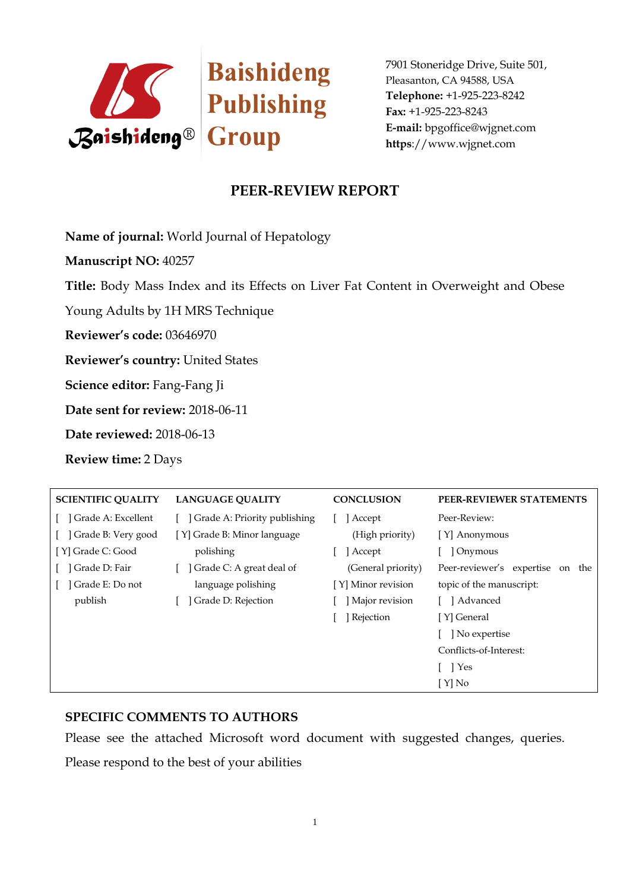Baishideng Publishing Group

7901 Stoneridge Drive, Suite 501,
Pleasanton, CA 94588, USA
**Telephone:** +1-925-223-8242
**Fax:** +1-925-223-8243
**E-mail:** bpgoffice@wjgnet.com
**https**://www.wjgnet.com

# PEER-REVIEW REPORT

**Name of journal:** World Journal of Hepatology

**Manuscript NO:** 40257

**Title:** Body Mass Index and its Effects on Liver Fat Content in Overweight and Obese Young Adults by 1H MRS Technique

**Reviewer's code:** 03646970

**Reviewer's country:** United States

**Science editor:** Fang-Fang Ji

**Date sent for review:** 2018-06-11

**Date reviewed:** 2018-06-13

**Review time:** 2 Days

| SCIENTIFIC QUALITY | LANGUAGE QUALITY | CONCLUSION | PEER-REVIEWER STATEMENTS |
|---|---|---|---|
| [ ] Grade A: Excellent | [ ] Grade A: Priority publishing | [ ] Accept (High priority) | Peer-Review: |
| [ ] Grade B: Very good | [Y] Grade B: Minor language polishing | [ ] Accept (General priority) | [Y] Anonymous |
| [Y] Grade C: Good | [ ] Grade C: A great deal of language polishing | [Y] Minor revision | [ ] Onymous |
| [ ] Grade D: Fair | [ ] Grade D: Rejection | [ ] Major revision | Peer-reviewer's expertise on the topic of the manuscript: |
| [ ] Grade E: Do not publish | | [ ] Rejection | [ ] Advanced |
| | | | [Y] General |
| | | | [ ] No expertise |
| | | | Conflicts-of-Interest: |
| | | | [ ] Yes |
| | | | [Y] No |

## SPECIFIC COMMENTS TO AUTHORS

Please see the attached Microsoft word document with suggested changes, queries. Please respond to the best of your abilities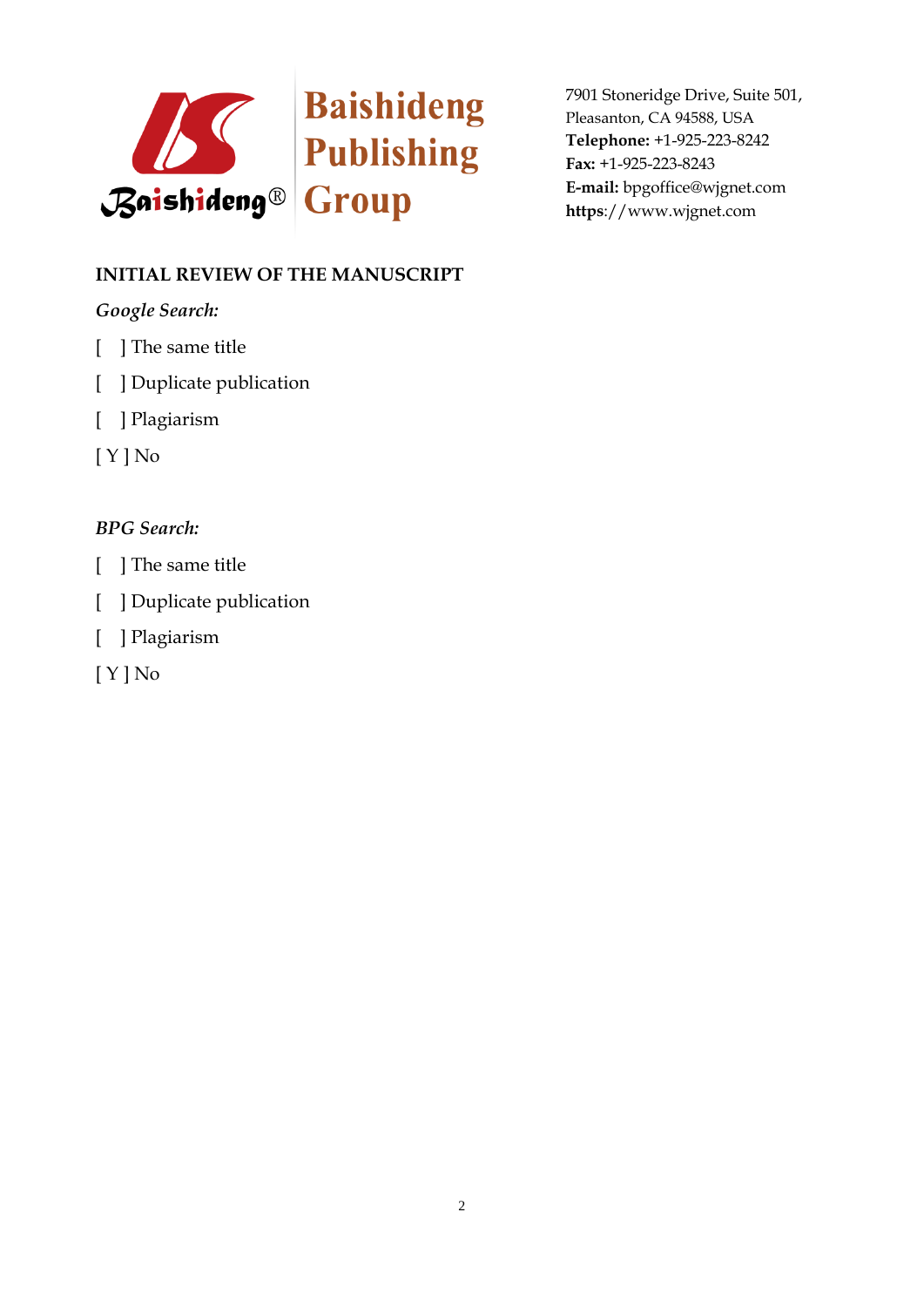Baishideng Publishing Group

7901 Stoneridge Drive, Suite 501, Pleasanton, CA 94588, USA
**Telephone:** +1-925-223-8242
**Fax:** +1-925-223-8243
**E-mail:** bpgoffice@wjgnet.com
**https**://www.wjgnet.com

**INITIAL REVIEW OF THE MANUSCRIPT**

*Google Search:*

[ ] The same title

[ ] Duplicate publication

[ ] Plagiarism

[ Y ] No

*BPG Search:*

[ ] The same title

[ ] Duplicate publication

[ ] Plagiarism

[ Y ] No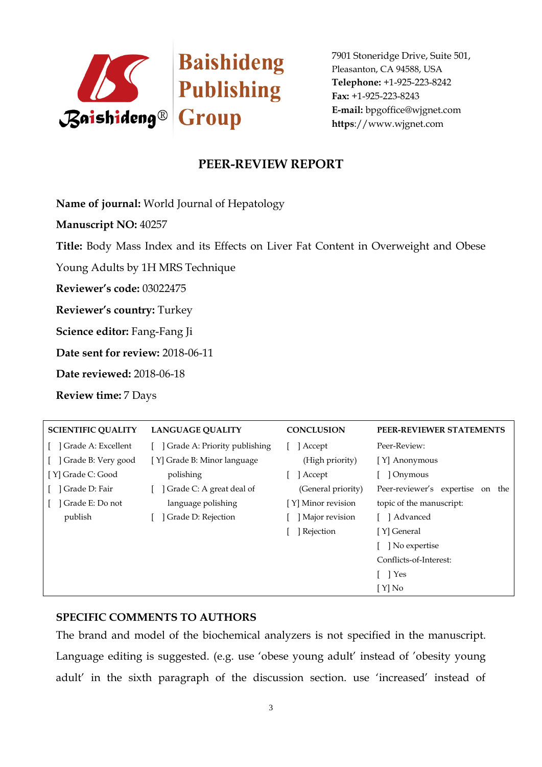Baishideng Publishing Group

7901 Stoneridge Drive, Suite 501,
Pleasanton, CA 94588, USA
**Telephone:** +1-925-223-8242
**Fax:** +1-925-223-8243
**E-mail:** bpgoffice@wjgnet.com
**https**://www.wjgnet.com

## PEER-REVIEW REPORT

**Name of journal:** World Journal of Hepatology

**Manuscript NO:** 40257

**Title:** Body Mass Index and its Effects on Liver Fat Content in Overweight and Obese Young Adults by 1H MRS Technique

**Reviewer's code:** 03022475

**Reviewer's country:** Turkey

**Science editor:** Fang-Fang Ji

**Date sent for review:** 2018-06-11

**Date reviewed:** 2018-06-18

**Review time:** 7 Days

| SCIENTIFIC QUALITY | LANGUAGE QUALITY | CONCLUSION | PEER-REVIEWER STATEMENTS |
|---|---|---|---|
| [ ] Grade A: Excellent | [ ] Grade A: Priority publishing | [ ] Accept (High priority) | Peer-Review: |
| [ ] Grade B: Very good | [Y] Grade B: Minor language polishing | [ ] Accept (General priority) | [Y] Anonymous |
| [Y] Grade C: Good | [ ] Grade C: A great deal of language polishing | [Y] Minor revision | [ ] Onymous |
| [ ] Grade D: Fair | [ ] Grade D: Rejection | [ ] Major revision | Peer-reviewer's expertise on the topic of the manuscript: |
| [ ] Grade E: Do not publish | | [ ] Rejection | [ ] Advanced |
| | | | [Y] General |
| | | | [ ] No expertise |
| | | | Conflicts-of-Interest: |
| | | | [ ] Yes |
| | | | [Y] No |

### SPECIFIC COMMENTS TO AUTHORS

The brand and model of the biochemical analyzers is not specified in the manuscript. Language editing is suggested. (e.g. use 'obese young adult' instead of 'obesity young adult' in the sixth paragraph of the discussion section. use 'increased' instead of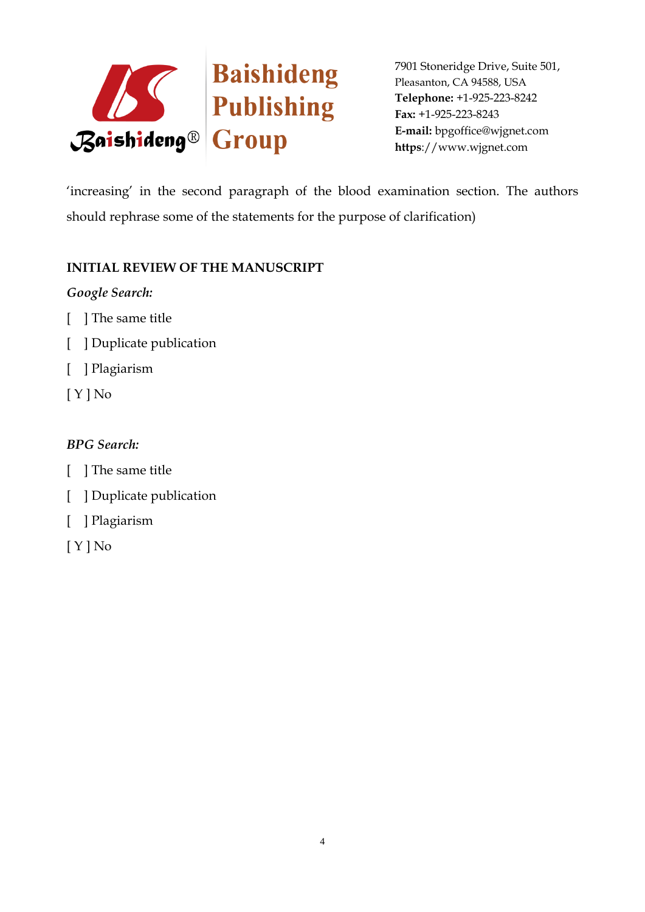'increasing' in the second paragraph of the blood examination section. The authors should rephrase some of the statements for the purpose of clarification)

**INITIAL REVIEW OF THE MANUSCRIPT**

***Google Search:***

[ ] The same title

[ ] Duplicate publication

[ ] Plagiarism

[ Y ] No

***BPG Search:***

[ ] The same title

[ ] Duplicate publication

[ ] Plagiarism

[ Y ] No